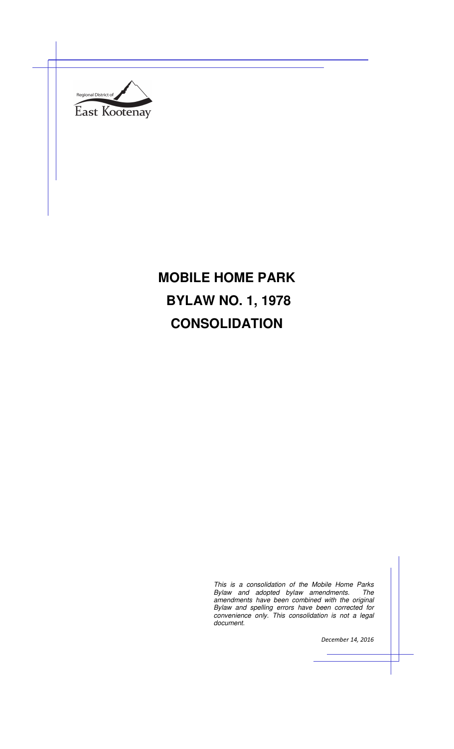Regional District of East Kootenay

# MOBILE HOME PARK BYLAW NO. 1, 1978 CONSOLIDATION

*This is a consolidation of the Mobile Home Parks Bylaw and adopted bylaw amendments. The amendments have been combined with the original Bylaw and spelling errors have been corrected for convenience only. This consolidation is not a legal document.*

*December 14, 2016*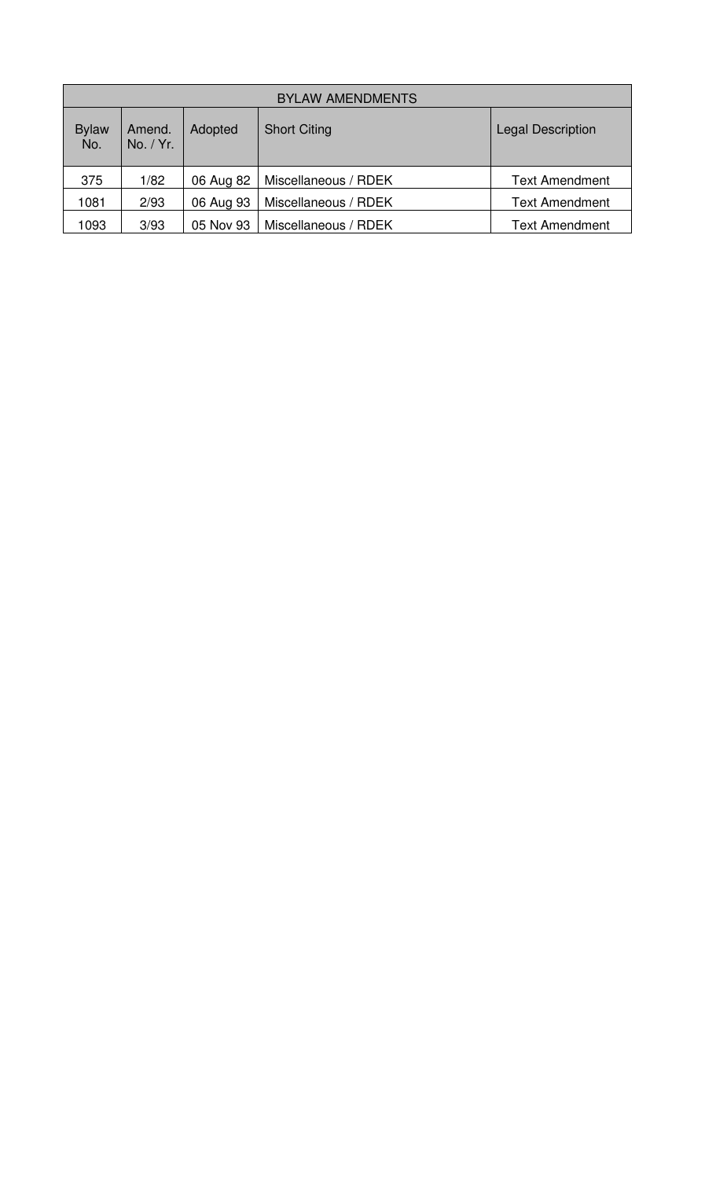| BYLAW AMENDMENTS | | | | |
|---|---|---|---|---|
| Bylaw No. | Amend. No. / Yr. | Adopted | Short Citing | Legal Description |
| 375 | 1/82 | 06 Aug 82 | Miscellaneous / RDEK | Text Amendment |
| 1081 | 2/93 | 06 Aug 93 | Miscellaneous / RDEK | Text Amendment |
| 1093 | 3/93 | 05 Nov 93 | Miscellaneous / RDEK | Text Amendment |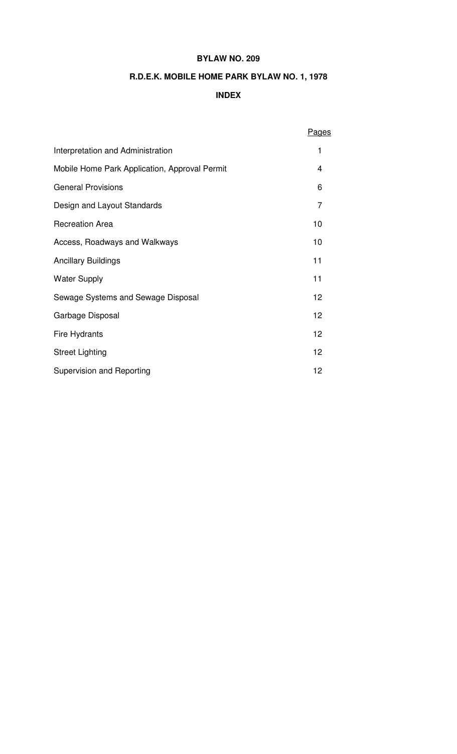**BYLAW NO. 209**

**R.D.E.K. MOBILE HOME PARK BYLAW NO. 1, 1978**

**INDEX**

| | Pages |
|---|---|
| Interpretation and Administration | 1 |
| Mobile Home Park Application, Approval Permit | 4 |
| General Provisions | 6 |
| Design and Layout Standards | 7 |
| Recreation Area | 10 |
| Access, Roadways and Walkways | 10 |
| Ancillary Buildings | 11 |
| Water Supply | 11 |
| Sewage Systems and Sewage Disposal | 12 |
| Garbage Disposal | 12 |
| Fire Hydrants | 12 |
| Street Lighting | 12 |
| Supervision and Reporting | 12 |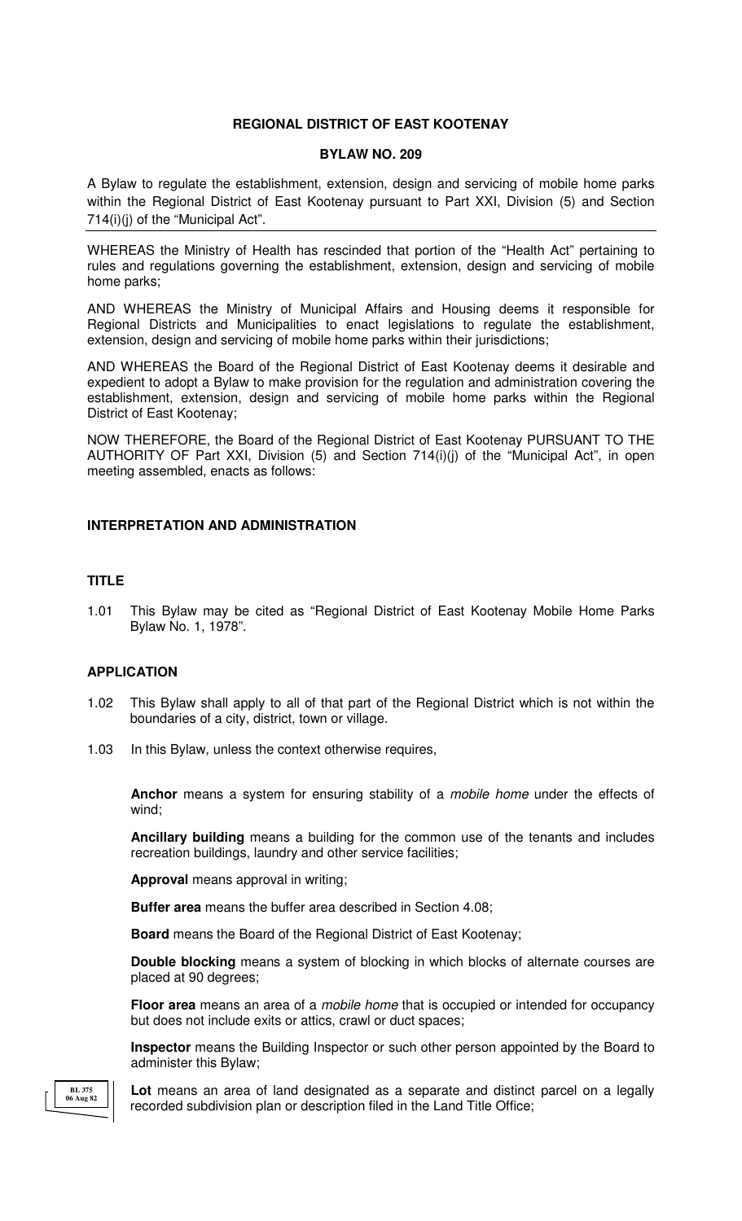**REGIONAL DISTRICT OF EAST KOOTENAY**

**BYLAW NO. 209**

A Bylaw to regulate the establishment, extension, design and servicing of mobile home parks within the Regional District of East Kootenay pursuant to Part XXI, Division (5) and Section 714(i)(j) of the "Municipal Act".

WHEREAS the Ministry of Health has rescinded that portion of the "Health Act" pertaining to rules and regulations governing the establishment, extension, design and servicing of mobile home parks;

AND WHEREAS the Ministry of Municipal Affairs and Housing deems it responsible for Regional Districts and Municipalities to enact legislations to regulate the establishment, extension, design and servicing of mobile home parks within their jurisdictions;

AND WHEREAS the Board of the Regional District of East Kootenay deems it desirable and expedient to adopt a Bylaw to make provision for the regulation and administration covering the establishment, extension, design and servicing of mobile home parks within the Regional District of East Kootenay;

NOW THEREFORE, the Board of the Regional District of East Kootenay PURSUANT TO THE AUTHORITY OF Part XXI, Division (5) and Section 714(i)(j) of the "Municipal Act", in open meeting assembled, enacts as follows:

## INTERPRETATION AND ADMINISTRATION

### TITLE

1.01 This Bylaw may be cited as "Regional District of East Kootenay Mobile Home Parks Bylaw No. 1, 1978".

### APPLICATION

1.02 This Bylaw shall apply to all of that part of the Regional District which is not within the boundaries of a city, district, town or village.

1.03 In this Bylaw, unless the context otherwise requires,

**Anchor** means a system for ensuring stability of a *mobile home* under the effects of wind;

**Ancillary building** means a building for the common use of the tenants and includes recreation buildings, laundry and other service facilities;

**Approval** means approval in writing;

**Buffer area** means the buffer area described in Section 4.08;

**Board** means the Board of the Regional District of East Kootenay;

**Double blocking** means a system of blocking in which blocks of alternate courses are placed at 90 degrees;

**Floor area** means an area of a *mobile home* that is occupied or intended for occupancy but does not include exits or attics, crawl or duct spaces;

**Inspector** means the Building Inspector or such other person appointed by the Board to administer this Bylaw;

BL 375
06 Aug 82

**Lot** means an area of land designated as a separate and distinct parcel on a legally recorded subdivision plan or description filed in the Land Title Office;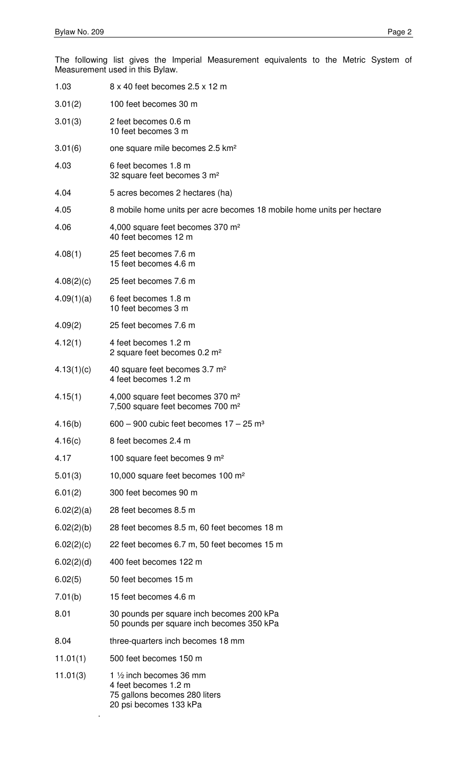The following list gives the Imperial Measurement equivalents to the Metric System of Measurement used in this Bylaw.

| | |
|---|---|
| 1.03 | 8 x 40 feet becomes 2.5 x 12 m |
| 3.01(2) | 100 feet becomes 30 m |
| 3.01(3) | 2 feet becomes 0.6 m<br>10 feet becomes 3 m |
| 3.01(6) | one square mile becomes 2.5 km² |
| 4.03 | 6 feet becomes 1.8 m<br>32 square feet becomes 3 m² |
| 4.04 | 5 acres becomes 2 hectares (ha) |
| 4.05 | 8 mobile home units per acre becomes 18 mobile home units per hectare |
| 4.06 | 4,000 square feet becomes 370 m²<br>40 feet becomes 12 m |
| 4.08(1) | 25 feet becomes 7.6 m<br>15 feet becomes 4.6 m |
| 4.08(2)(c) | 25 feet becomes 7.6 m |
| 4.09(1)(a) | 6 feet becomes 1.8 m<br>10 feet becomes 3 m |
| 4.09(2) | 25 feet becomes 7.6 m |
| 4.12(1) | 4 feet becomes 1.2 m<br>2 square feet becomes 0.2 m² |
| 4.13(1)(c) | 40 square feet becomes 3.7 m²<br>4 feet becomes 1.2 m |
| 4.15(1) | 4,000 square feet becomes 370 m²<br>7,500 square feet becomes 700 m² |
| 4.16(b) | 600 – 900 cubic feet becomes 17 – 25 m³ |
| 4.16(c) | 8 feet becomes 2.4 m |
| 4.17 | 100 square feet becomes 9 m² |
| 5.01(3) | 10,000 square feet becomes 100 m² |
| 6.01(2) | 300 feet becomes 90 m |
| 6.02(2)(a) | 28 feet becomes 8.5 m |
| 6.02(2)(b) | 28 feet becomes 8.5 m, 60 feet becomes 18 m |
| 6.02(2)(c) | 22 feet becomes 6.7 m, 50 feet becomes 15 m |
| 6.02(2)(d) | 400 feet becomes 122 m |
| 6.02(5) | 50 feet becomes 15 m |
| 7.01(b) | 15 feet becomes 4.6 m |
| 8.01 | 30 pounds per square inch becomes 200 kPa<br>50 pounds per square inch becomes 350 kPa |
| 8.04 | three-quarters inch becomes 18 mm |
| 11.01(1) | 500 feet becomes 150 m |
| 11.01(3) | 1 ½ inch becomes 36 mm<br>4 feet becomes 1.2 m<br>75 gallons becomes 280 liters<br>20 psi becomes 133 kPa |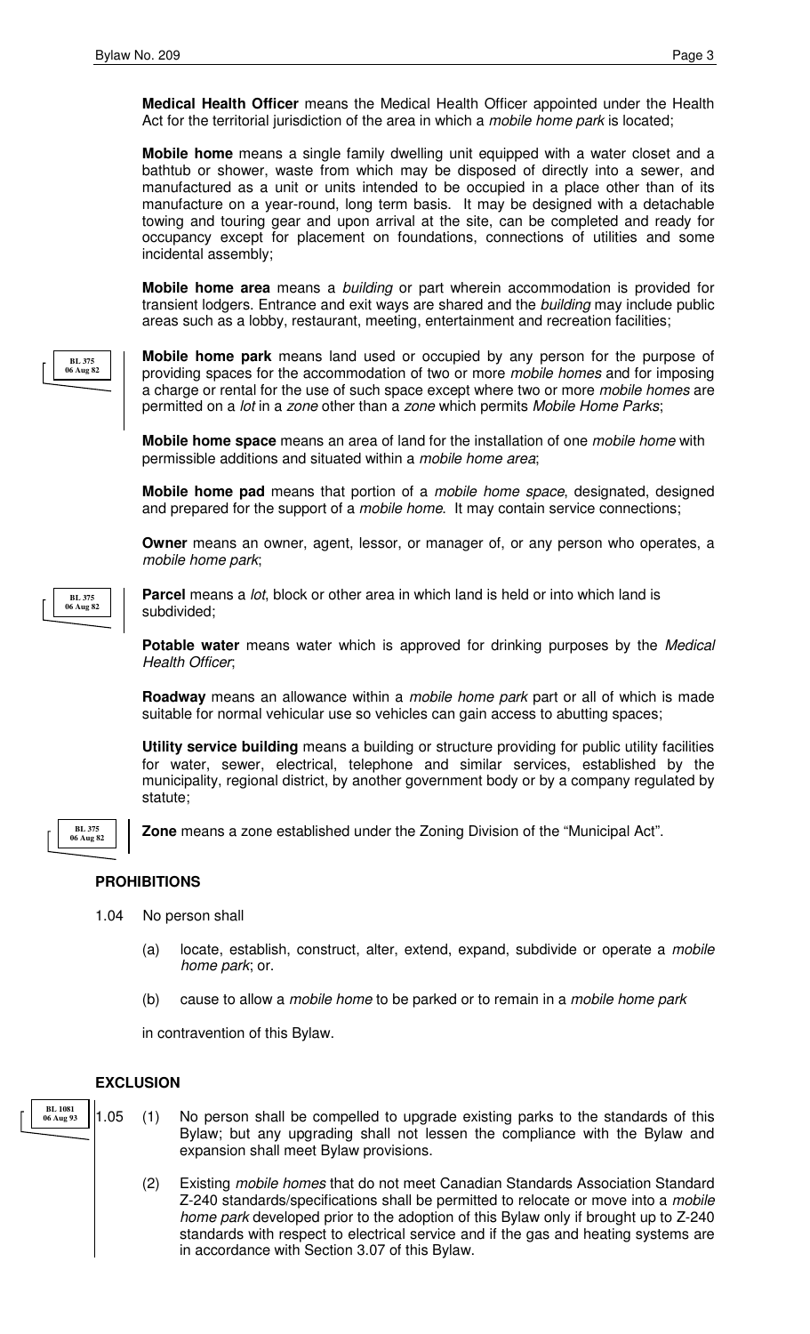**Medical Health Officer** means the Medical Health Officer appointed under the Health Act for the territorial jurisdiction of the area in which a *mobile home park* is located;

**Mobile home** means a single family dwelling unit equipped with a water closet and a bathtub or shower, waste from which may be disposed of directly into a sewer, and manufactured as a unit or units intended to be occupied in a place other than of its manufacture on a year-round, long term basis. It may be designed with a detachable towing and touring gear and upon arrival at the site, can be completed and ready for occupancy except for placement on foundations, connections of utilities and some incidental assembly;

**Mobile home area** means a *building* or part wherein accommodation is provided for transient lodgers. Entrance and exit ways are shared and the *building* may include public areas such as a lobby, restaurant, meeting, entertainment and recreation facilities;

BL 375 06 Aug 82

**Mobile home park** means land used or occupied by any person for the purpose of providing spaces for the accommodation of two or more *mobile homes* and for imposing a charge or rental for the use of such space except where two or more *mobile homes* are permitted on a *lot* in a *zone* other than a *zone* which permits *Mobile Home Parks*;

**Mobile home space** means an area of land for the installation of one *mobile home* with permissible additions and situated within a *mobile home area*;

**Mobile home pad** means that portion of a *mobile home space*, designated, designed and prepared for the support of a *mobile home*. It may contain service connections;

**Owner** means an owner, agent, lessor, or manager of, or any person who operates, a *mobile home park*;

BL 375 06 Aug 82

**Parcel** means a *lot*, block or other area in which land is held or into which land is subdivided;

**Potable water** means water which is approved for drinking purposes by the *Medical Health Officer*;

**Roadway** means an allowance within a *mobile home park* part or all of which is made suitable for normal vehicular use so vehicles can gain access to abutting spaces;

**Utility service building** means a building or structure providing for public utility facilities for water, sewer, electrical, telephone and similar services, established by the municipality, regional district, by another government body or by a company regulated by statute;

BL 375 06 Aug 82

**Zone** means a zone established under the Zoning Division of the "Municipal Act".

### PROHIBITIONS

1.04 No person shall

(a) locate, establish, construct, alter, extend, expand, subdivide or operate a *mobile home park*; or.

(b) cause to allow a *mobile home* to be parked or to remain in a *mobile home park*

in contravention of this Bylaw.

### EXCLUSION

BL 1081 06 Aug 93

1.05 (1) No person shall be compelled to upgrade existing parks to the standards of this Bylaw; but any upgrading shall not lessen the compliance with the Bylaw and expansion shall meet Bylaw provisions.

(2) Existing *mobile homes* that do not meet Canadian Standards Association Standard Z-240 standards/specifications shall be permitted to relocate or move into a *mobile home park* developed prior to the adoption of this Bylaw only if brought up to Z-240 standards with respect to electrical service and if the gas and heating systems are in accordance with Section 3.07 of this Bylaw.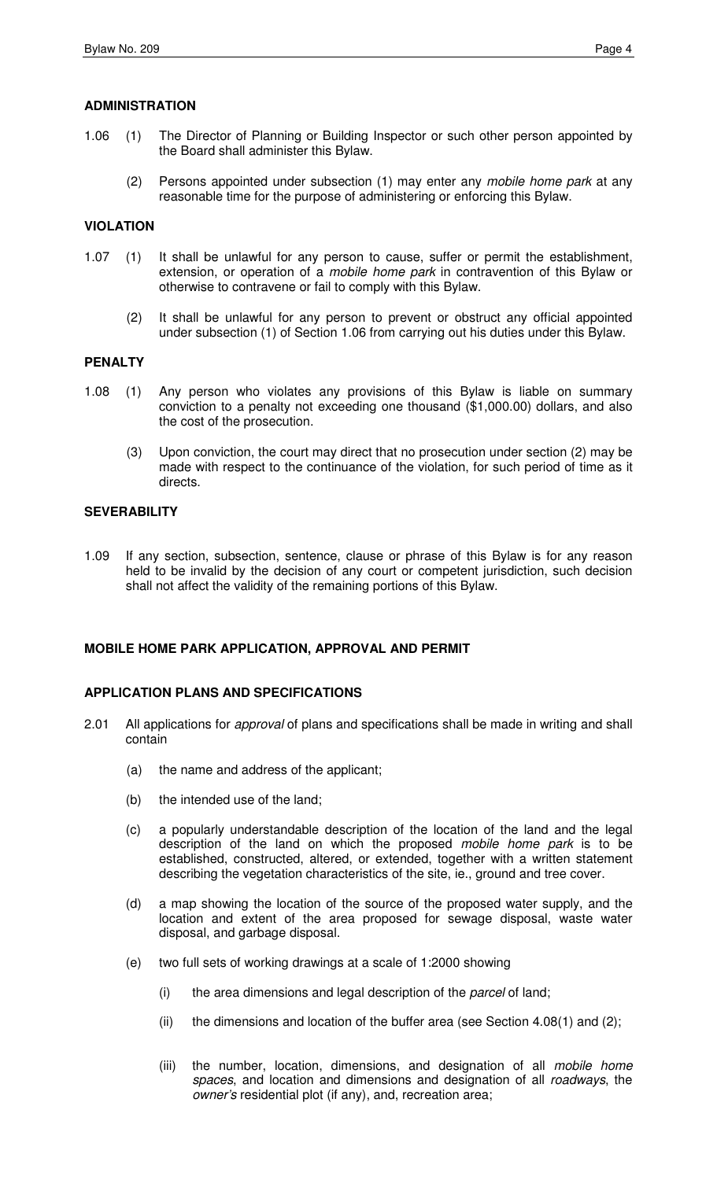### ADMINISTRATION

1.06 (1) The Director of Planning or Building Inspector or such other person appointed by the Board shall administer this Bylaw.

(2) Persons appointed under subsection (1) may enter any *mobile home park* at any reasonable time for the purpose of administering or enforcing this Bylaw.

### VIOLATION

1.07 (1) It shall be unlawful for any person to cause, suffer or permit the establishment, extension, or operation of a *mobile home park* in contravention of this Bylaw or otherwise to contravene or fail to comply with this Bylaw.

(2) It shall be unlawful for any person to prevent or obstruct any official appointed under subsection (1) of Section 1.06 from carrying out his duties under this Bylaw.

### PENALTY

1.08 (1) Any person who violates any provisions of this Bylaw is liable on summary conviction to a penalty not exceeding one thousand ($1,000.00) dollars, and also the cost of the prosecution.

(3) Upon conviction, the court may direct that no prosecution under section (2) may be made with respect to the continuance of the violation, for such period of time as it directs.

### SEVERABILITY

1.09 If any section, subsection, sentence, clause or phrase of this Bylaw is for any reason held to be invalid by the decision of any court or competent jurisdiction, such decision shall not affect the validity of the remaining portions of this Bylaw.

## MOBILE HOME PARK APPLICATION, APPROVAL AND PERMIT

### APPLICATION PLANS AND SPECIFICATIONS

2.01 All applications for *approval* of plans and specifications shall be made in writing and shall contain

(a) the name and address of the applicant;

(b) the intended use of the land;

(c) a popularly understandable description of the location of the land and the legal description of the land on which the proposed *mobile home park* is to be established, constructed, altered, or extended, together with a written statement describing the vegetation characteristics of the site, ie., ground and tree cover.

(d) a map showing the location of the source of the proposed water supply, and the location and extent of the area proposed for sewage disposal, waste water disposal, and garbage disposal.

(e) two full sets of working drawings at a scale of 1:2000 showing

(i) the area dimensions and legal description of the *parcel* of land;

(ii) the dimensions and location of the buffer area (see Section 4.08(1) and (2);

(iii) the number, location, dimensions, and designation of all *mobile home spaces*, and location and dimensions and designation of all *roadways*, the *owner's* residential plot (if any), and, recreation area;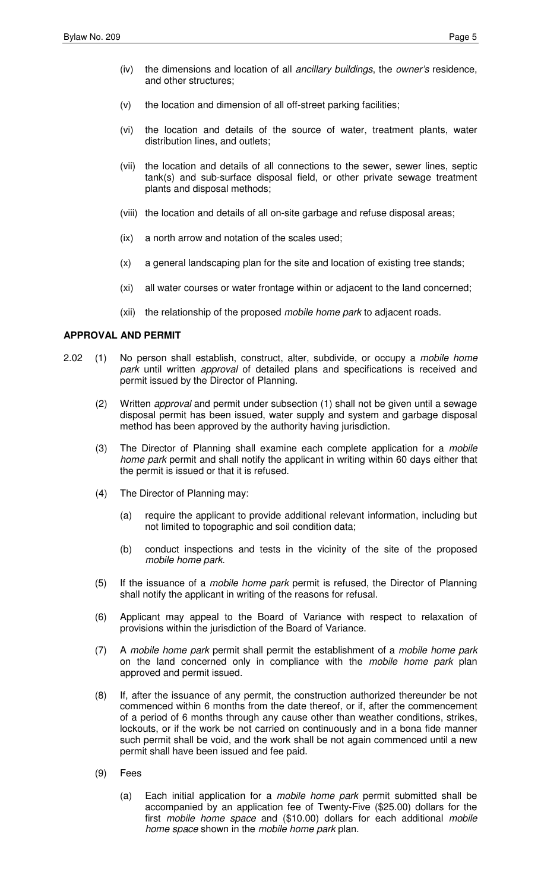(iv) the dimensions and location of all *ancillary buildings*, the *owner's* residence, and other structures;

(v) the location and dimension of all off-street parking facilities;

(vi) the location and details of the source of water, treatment plants, water distribution lines, and outlets;

(vii) the location and details of all connections to the sewer, sewer lines, septic tank(s) and sub-surface disposal field, or other private sewage treatment plants and disposal methods;

(viii) the location and details of all on-site garbage and refuse disposal areas;

(ix) a north arrow and notation of the scales used;

(x) a general landscaping plan for the site and location of existing tree stands;

(xi) all water courses or water frontage within or adjacent to the land concerned;

(xii) the relationship of the proposed *mobile home park* to adjacent roads.

**APPROVAL AND PERMIT**

2.02 (1) No person shall establish, construct, alter, subdivide, or occupy a *mobile home park* until written *approval* of detailed plans and specifications is received and permit issued by the Director of Planning.

(2) Written *approval* and permit under subsection (1) shall not be given until a sewage disposal permit has been issued, water supply and system and garbage disposal method has been approved by the authority having jurisdiction.

(3) The Director of Planning shall examine each complete application for a *mobile home park* permit and shall notify the applicant in writing within 60 days either that the permit is issued or that it is refused.

(4) The Director of Planning may:

(a) require the applicant to provide additional relevant information, including but not limited to topographic and soil condition data;

(b) conduct inspections and tests in the vicinity of the site of the proposed *mobile home park*.

(5) If the issuance of a *mobile home park* permit is refused, the Director of Planning shall notify the applicant in writing of the reasons for refusal.

(6) Applicant may appeal to the Board of Variance with respect to relaxation of provisions within the jurisdiction of the Board of Variance.

(7) A *mobile home park* permit shall permit the establishment of a *mobile home park* on the land concerned only in compliance with the *mobile home park* plan approved and permit issued.

(8) If, after the issuance of any permit, the construction authorized thereunder be not commenced within 6 months from the date thereof, or if, after the commencement of a period of 6 months through any cause other than weather conditions, strikes, lockouts, or if the work be not carried on continuously and in a bona fide manner such permit shall be void, and the work shall be not again commenced until a new permit shall have been issued and fee paid.

(9) Fees

(a) Each initial application for a *mobile home park* permit submitted shall be accompanied by an application fee of Twenty-Five ($25.00) dollars for the first *mobile home space* and ($10.00) dollars for each additional *mobile home space* shown in the *mobile home park* plan.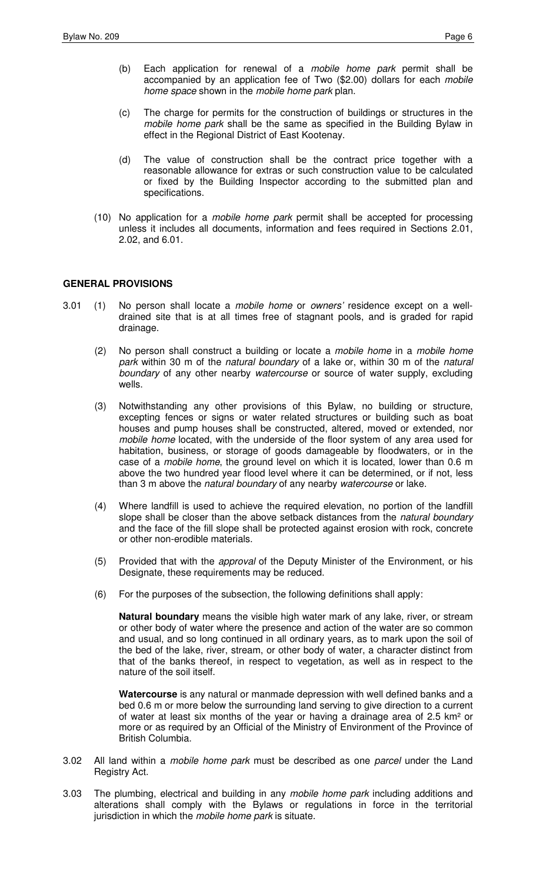(b) Each application for renewal of a *mobile home park* permit shall be accompanied by an application fee of Two ($2.00) dollars for each *mobile home space* shown in the *mobile home park* plan.

(c) The charge for permits for the construction of buildings or structures in the *mobile home park* shall be the same as specified in the Building Bylaw in effect in the Regional District of East Kootenay.

(d) The value of construction shall be the contract price together with a reasonable allowance for extras or such construction value to be calculated or fixed by the Building Inspector according to the submitted plan and specifications.

(10) No application for a *mobile home park* permit shall be accepted for processing unless it includes all documents, information and fees required in Sections 2.01, 2.02, and 6.01.

**GENERAL PROVISIONS**

3.01 (1) No person shall locate a *mobile home* or *owners'* residence except on a well-drained site that is at all times free of stagnant pools, and is graded for rapid drainage.

(2) No person shall construct a building or locate a *mobile home* in a *mobile home park* within 30 m of the *natural boundary* of a lake or, within 30 m of the *natural boundary* of any other nearby *watercourse* or source of water supply, excluding wells.

(3) Notwithstanding any other provisions of this Bylaw, no building or structure, excepting fences or signs or water related structures or building such as boat houses and pump houses shall be constructed, altered, moved or extended, nor *mobile home* located, with the underside of the floor system of any area used for habitation, business, or storage of goods damageable by floodwaters, or in the case of a *mobile home*, the ground level on which it is located, lower than 0.6 m above the two hundred year flood level where it can be determined, or if not, less than 3 m above the *natural boundary* of any nearby *watercourse* or lake.

(4) Where landfill is used to achieve the required elevation, no portion of the landfill slope shall be closer than the above setback distances from the *natural boundary* and the face of the fill slope shall be protected against erosion with rock, concrete or other non-erodible materials.

(5) Provided that with the *approval* of the Deputy Minister of the Environment, or his Designate, these requirements may be reduced.

(6) For the purposes of the subsection, the following definitions shall apply:

**Natural boundary** means the visible high water mark of any lake, river, or stream or other body of water where the presence and action of the water are so common and usual, and so long continued in all ordinary years, as to mark upon the soil of the bed of the lake, river, stream, or other body of water, a character distinct from that of the banks thereof, in respect to vegetation, as well as in respect to the nature of the soil itself.

**Watercourse** is any natural or manmade depression with well defined banks and a bed 0.6 m or more below the surrounding land serving to give direction to a current of water at least six months of the year or having a drainage area of 2.5 km² or more or as required by an Official of the Ministry of Environment of the Province of British Columbia.

3.02 All land within a *mobile home park* must be described as one *parcel* under the Land Registry Act.

3.03 The plumbing, electrical and building in any *mobile home park* including additions and alterations shall comply with the Bylaws or regulations in force in the territorial jurisdiction in which the *mobile home park* is situate.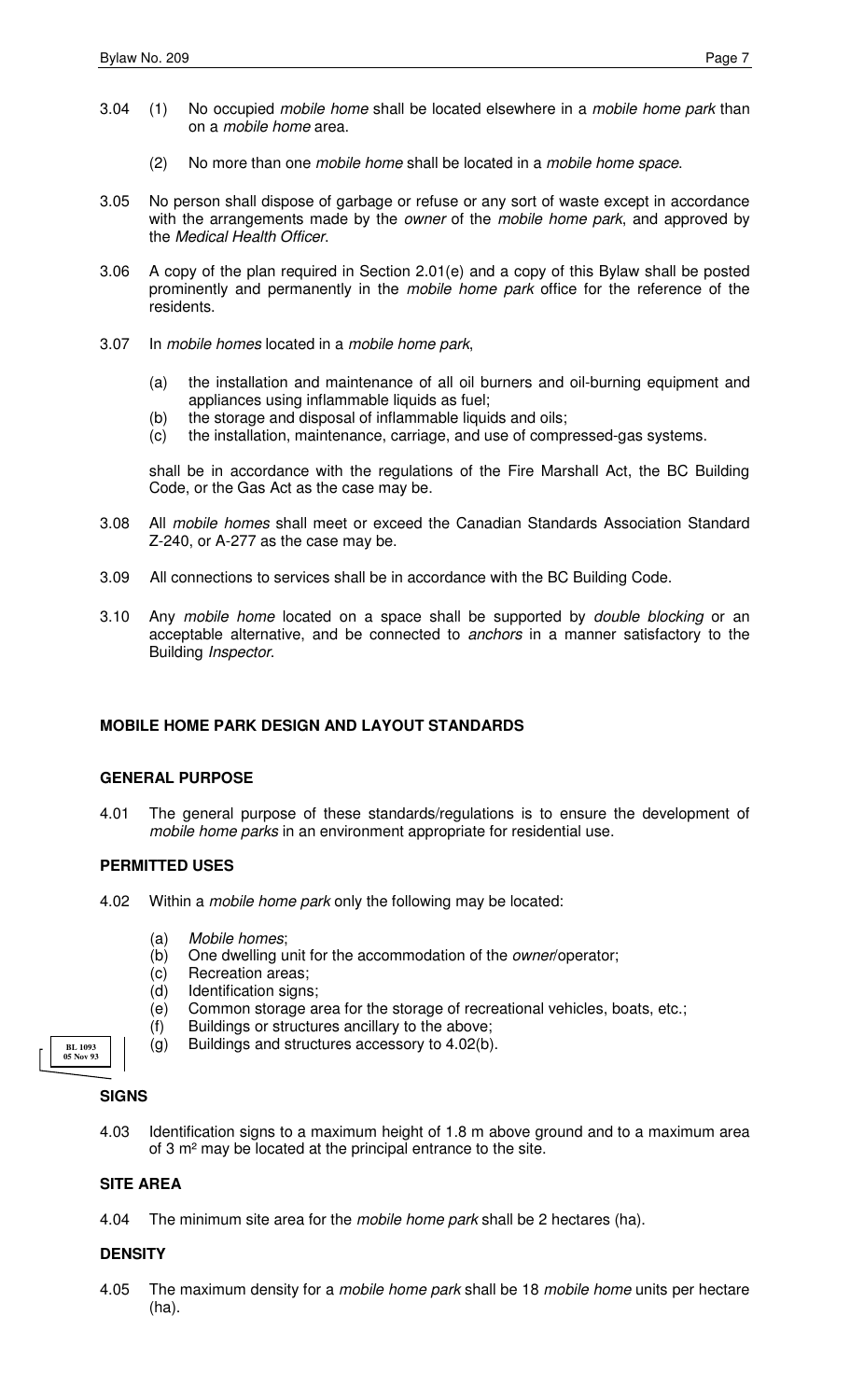3.04 (1) No occupied *mobile home* shall be located elsewhere in a *mobile home park* than on a *mobile home* area.

(2) No more than one *mobile home* shall be located in a *mobile home space*.

3.05 No person shall dispose of garbage or refuse or any sort of waste except in accordance with the arrangements made by the *owner* of the *mobile home park*, and approved by the *Medical Health Officer*.

3.06 A copy of the plan required in Section 2.01(e) and a copy of this Bylaw shall be posted prominently and permanently in the *mobile home park* office for the reference of the residents.

3.07 In *mobile homes* located in a *mobile home park*,

(a) the installation and maintenance of all oil burners and oil-burning equipment and appliances using inflammable liquids as fuel;
(b) the storage and disposal of inflammable liquids and oils;
(c) the installation, maintenance, carriage, and use of compressed-gas systems.

shall be in accordance with the regulations of the Fire Marshall Act, the BC Building Code, or the Gas Act as the case may be.

3.08 All *mobile homes* shall meet or exceed the Canadian Standards Association Standard Z-240, or A-277 as the case may be.

3.09 All connections to services shall be in accordance with the BC Building Code.

3.10 Any *mobile home* located on a space shall be supported by *double blocking* or an acceptable alternative, and be connected to *anchors* in a manner satisfactory to the Building *Inspector*.

## MOBILE HOME PARK DESIGN AND LAYOUT STANDARDS

### GENERAL PURPOSE

4.01 The general purpose of these standards/regulations is to ensure the development of *mobile home parks* in an environment appropriate for residential use.

### PERMITTED USES

4.02 Within a *mobile home park* only the following may be located:

(a) *Mobile homes*;
(b) One dwelling unit for the accommodation of the *owner*/operator;
(c) Recreation areas;
(d) Identification signs;
(e) Common storage area for the storage of recreational vehicles, boats, etc.;
(f) Buildings or structures ancillary to the above;
(g) Buildings and structures accessory to 4.02(b).

BL 1093
05 Nov 93

### SIGNS

4.03 Identification signs to a maximum height of 1.8 m above ground and to a maximum area of 3 m² may be located at the principal entrance to the site.

### SITE AREA

4.04 The minimum site area for the *mobile home park* shall be 2 hectares (ha).

### DENSITY

4.05 The maximum density for a *mobile home park* shall be 18 *mobile home* units per hectare (ha).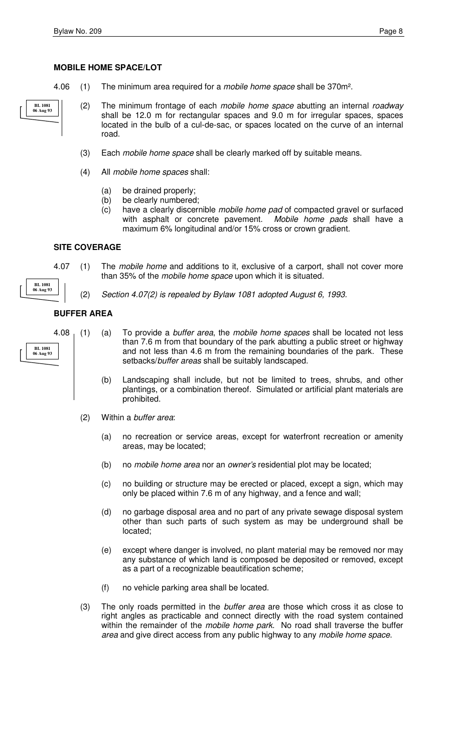**MOBILE HOME SPACE/LOT**

4.06 (1) The minimum area required for a *mobile home space* shall be 370m².

BL 1081 06 Aug 93

(2) The minimum frontage of each *mobile home space* abutting an internal *roadway* shall be 12.0 m for rectangular spaces and 9.0 m for irregular spaces, spaces located in the bulb of a cul-de-sac, or spaces located on the curve of an internal road.

(3) Each *mobile home space* shall be clearly marked off by suitable means.

(4) All *mobile home spaces* shall:

(a) be drained properly;
(b) be clearly numbered;
(c) have a clearly discernible *mobile home pad* of compacted gravel or surfaced with asphalt or concrete pavement. *Mobile home pads* shall have a maximum 6% longitudinal and/or 15% cross or crown gradient.

**SITE COVERAGE**

4.07 (1) The *mobile home* and additions to it, exclusive of a carport, shall not cover more than 35% of the *mobile home space* upon which it is situated.

BL 1081 06 Aug 93

(2) *Section 4.07(2) is repealed by Bylaw 1081 adopted August 6, 1993.*

**BUFFER AREA**

BL 1081 06 Aug 93

4.08 (1) (a) To provide a *buffer area*, the *mobile home spaces* shall be located not less than 7.6 m from that boundary of the park abutting a public street or highway and not less than 4.6 m from the remaining boundaries of the park. These setbacks/*buffer areas* shall be suitably landscaped.

(b) Landscaping shall include, but not be limited to trees, shrubs, and other plantings, or a combination thereof. Simulated or artificial plant materials are prohibited.

(2) Within a *buffer area*:

(a) no recreation or service areas, except for waterfront recreation or amenity areas, may be located;

(b) no *mobile home area* nor an *owner's* residential plot may be located;

(c) no building or structure may be erected or placed, except a sign, which may only be placed within 7.6 m of any highway, and a fence and wall;

(d) no garbage disposal area and no part of any private sewage disposal system other than such parts of such system as may be underground shall be located;

(e) except where danger is involved, no plant material may be removed nor may any substance of which land is composed be deposited or removed, except as a part of a recognizable beautification scheme;

(f) no vehicle parking area shall be located.

(3) The only roads permitted in the *buffer area* are those which cross it as close to right angles as practicable and connect directly with the road system contained within the remainder of the *mobile home park*. No road shall traverse the buffer *area* and give direct access from any public highway to any *mobile home space*.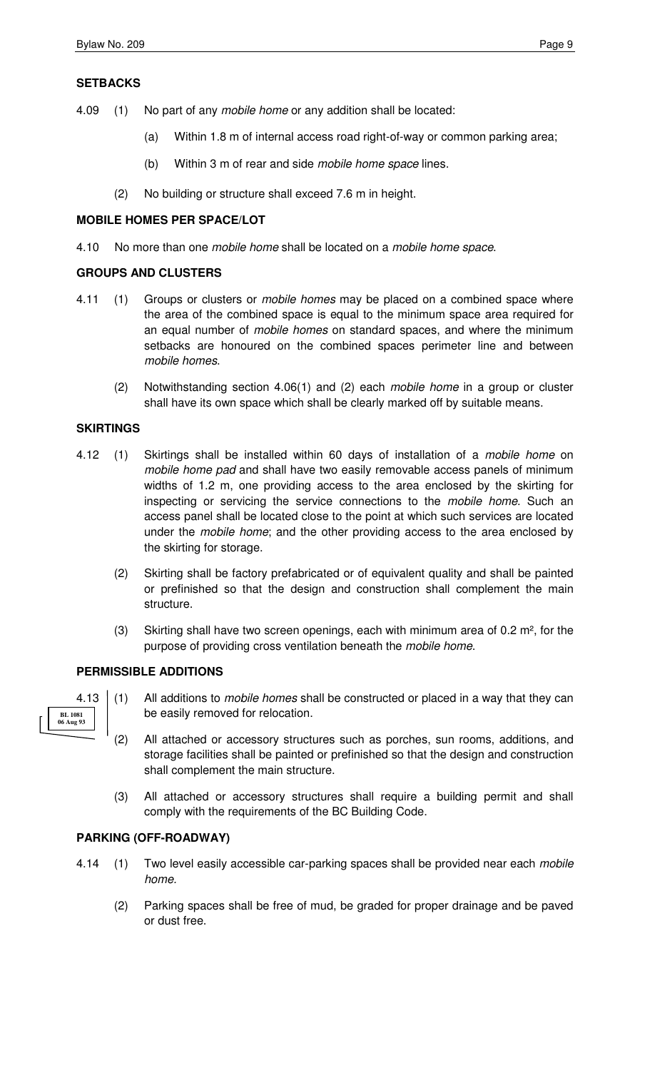**SETBACKS**

4.09 (1) No part of any *mobile home* or any addition shall be located:

(a) Within 1.8 m of internal access road right-of-way or common parking area;

(b) Within 3 m of rear and side *mobile home space* lines.

(2) No building or structure shall exceed 7.6 m in height.

**MOBILE HOMES PER SPACE/LOT**

4.10 No more than one *mobile home* shall be located on a *mobile home space*.

**GROUPS AND CLUSTERS**

4.11 (1) Groups or clusters or *mobile homes* may be placed on a combined space where the area of the combined space is equal to the minimum space area required for an equal number of *mobile homes* on standard spaces, and where the minimum setbacks are honoured on the combined spaces perimeter line and between *mobile homes*.

(2) Notwithstanding section 4.06(1) and (2) each *mobile home* in a group or cluster shall have its own space which shall be clearly marked off by suitable means.

**SKIRTINGS**

4.12 (1) Skirtings shall be installed within 60 days of installation of a *mobile home* on *mobile home pad* and shall have two easily removable access panels of minimum widths of 1.2 m, one providing access to the area enclosed by the skirting for inspecting or servicing the service connections to the *mobile home*. Such an access panel shall be located close to the point at which such services are located under the *mobile home*; and the other providing access to the area enclosed by the skirting for storage.

(2) Skirting shall be factory prefabricated or of equivalent quality and shall be painted or prefinished so that the design and construction shall complement the main structure.

(3) Skirting shall have two screen openings, each with minimum area of 0.2 m², for the purpose of providing cross ventilation beneath the *mobile home*.

**PERMISSIBLE ADDITIONS**

BL 1081 06 Aug 93

4.13 (1) All additions to *mobile homes* shall be constructed or placed in a way that they can be easily removed for relocation.

(2) All attached or accessory structures such as porches, sun rooms, additions, and storage facilities shall be painted or prefinished so that the design and construction shall complement the main structure.

(3) All attached or accessory structures shall require a building permit and shall comply with the requirements of the BC Building Code.

**PARKING (OFF-ROADWAY)**

4.14 (1) Two level easily accessible car-parking spaces shall be provided near each *mobile home.*

(2) Parking spaces shall be free of mud, be graded for proper drainage and be paved or dust free.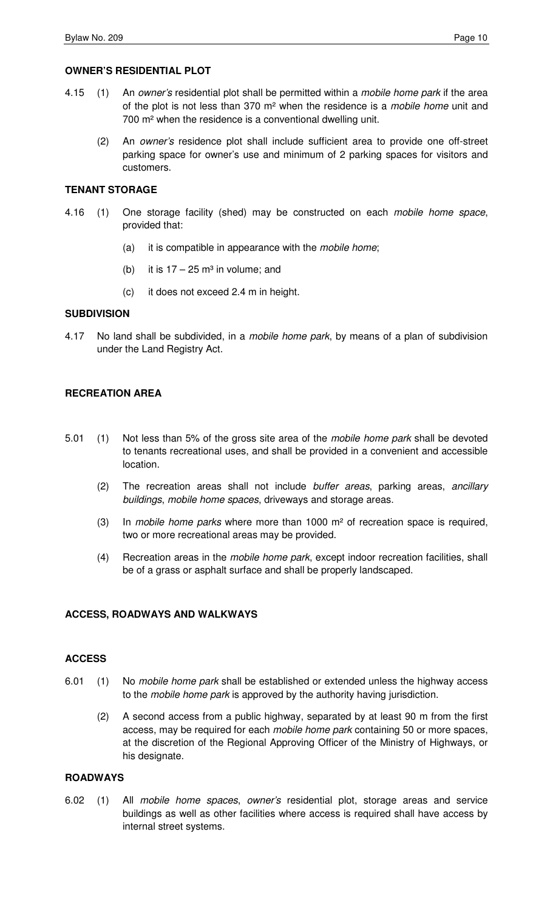### OWNER'S RESIDENTIAL PLOT

4.15 (1) An *owner's* residential plot shall be permitted within a *mobile home park* if the area of the plot is not less than 370 $m^2$ when the residence is a *mobile home* unit and 700 $m^2$ when the residence is a conventional dwelling unit.

(2) An *owner's* residence plot shall include sufficient area to provide one off-street parking space for owner's use and minimum of 2 parking spaces for visitors and customers.

### TENANT STORAGE

4.16 (1) One storage facility (shed) may be constructed on each *mobile home space*, provided that:

(a) it is compatible in appearance with the *mobile home*;

(b) it is 17 – 25 $m^3$ in volume; and

(c) it does not exceed 2.4 m in height.

### SUBDIVISION

4.17 No land shall be subdivided, in a *mobile home park*, by means of a plan of subdivision under the Land Registry Act.

### RECREATION AREA

5.01 (1) Not less than 5% of the gross site area of the *mobile home park* shall be devoted to tenants recreational uses, and shall be provided in a convenient and accessible location.

(2) The recreation areas shall not include *buffer areas*, parking areas, *ancillary buildings*, *mobile home spaces*, driveways and storage areas.

(3) In *mobile home parks* where more than 1000 $m^2$ of recreation space is required, two or more recreational areas may be provided.

(4) Recreation areas in the *mobile home park*, except indoor recreation facilities, shall be of a grass or asphalt surface and shall be properly landscaped.

### ACCESS, ROADWAYS AND WALKWAYS

### ACCESS

6.01 (1) No *mobile home park* shall be established or extended unless the highway access to the *mobile home park* is approved by the authority having jurisdiction.

(2) A second access from a public highway, separated by at least 90 m from the first access, may be required for each *mobile home park* containing 50 or more spaces, at the discretion of the Regional Approving Officer of the Ministry of Highways, or his designate.

### ROADWAYS

6.02 (1) All *mobile home spaces*, *owner's* residential plot, storage areas and service buildings as well as other facilities where access is required shall have access by internal street systems.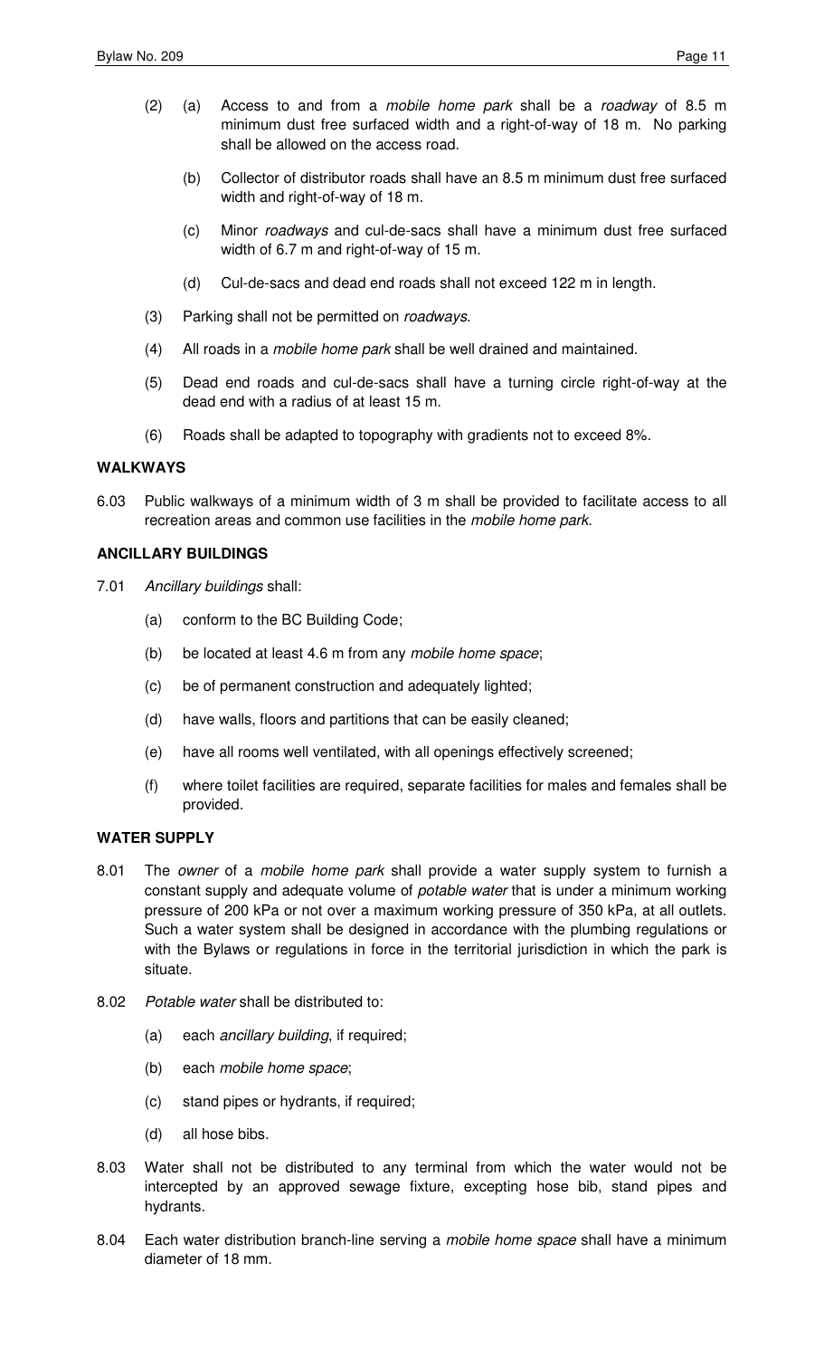(2) (a) Access to and from a *mobile home park* shall be a *roadway* of 8.5 m minimum dust free surfaced width and a right-of-way of 18 m. No parking shall be allowed on the access road.

(b) Collector of distributor roads shall have an 8.5 m minimum dust free surfaced width and right-of-way of 18 m.

(c) Minor *roadways* and cul-de-sacs shall have a minimum dust free surfaced width of 6.7 m and right-of-way of 15 m.

(d) Cul-de-sacs and dead end roads shall not exceed 122 m in length.

(3) Parking shall not be permitted on *roadways*.

(4) All roads in a *mobile home park* shall be well drained and maintained.

(5) Dead end roads and cul-de-sacs shall have a turning circle right-of-way at the dead end with a radius of at least 15 m.

(6) Roads shall be adapted to topography with gradients not to exceed 8%.

**WALKWAYS**

6.03 Public walkways of a minimum width of 3 m shall be provided to facilitate access to all recreation areas and common use facilities in the *mobile home park*.

**ANCILLARY BUILDINGS**

7.01 *Ancillary buildings* shall:

(a) conform to the BC Building Code;

(b) be located at least 4.6 m from any *mobile home space*;

(c) be of permanent construction and adequately lighted;

(d) have walls, floors and partitions that can be easily cleaned;

(e) have all rooms well ventilated, with all openings effectively screened;

(f) where toilet facilities are required, separate facilities for males and females shall be provided.

**WATER SUPPLY**

8.01 The *owner* of a *mobile home park* shall provide a water supply system to furnish a constant supply and adequate volume of *potable water* that is under a minimum working pressure of 200 kPa or not over a maximum working pressure of 350 kPa, at all outlets. Such a water system shall be designed in accordance with the plumbing regulations or with the Bylaws or regulations in force in the territorial jurisdiction in which the park is situate.

8.02 *Potable water* shall be distributed to:

(a) each *ancillary building*, if required;

(b) each *mobile home space*;

(c) stand pipes or hydrants, if required;

(d) all hose bibs.

8.03 Water shall not be distributed to any terminal from which the water would not be intercepted by an approved sewage fixture, excepting hose bib, stand pipes and hydrants.

8.04 Each water distribution branch-line serving a *mobile home space* shall have a minimum diameter of 18 mm.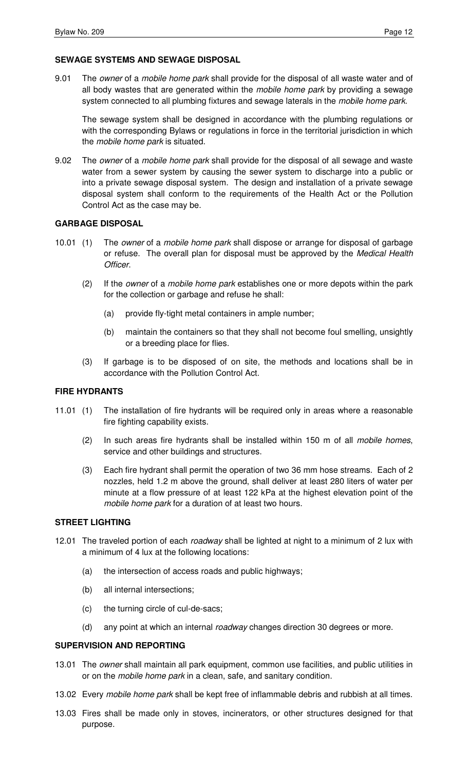## SEWAGE SYSTEMS AND SEWAGE DISPOSAL

9.01 The *owner* of a *mobile home park* shall provide for the disposal of all waste water and of all body wastes that are generated within the *mobile home park* by providing a sewage system connected to all plumbing fixtures and sewage laterals in the *mobile home park*.

The sewage system shall be designed in accordance with the plumbing regulations or with the corresponding Bylaws or regulations in force in the territorial jurisdiction in which the *mobile home park* is situated.

9.02 The *owner* of a *mobile home park* shall provide for the disposal of all sewage and waste water from a sewer system by causing the sewer system to discharge into a public or into a private sewage disposal system. The design and installation of a private sewage disposal system shall conform to the requirements of the Health Act or the Pollution Control Act as the case may be.

## GARBAGE DISPOSAL

10.01 (1) The *owner* of a *mobile home park* shall dispose or arrange for disposal of garbage or refuse. The overall plan for disposal must be approved by the *Medical Health Officer*.

(2) If the *owner* of a *mobile home park* establishes one or more depots within the park for the collection or garbage and refuse he shall:

(a) provide fly-tight metal containers in ample number;

(b) maintain the containers so that they shall not become foul smelling, unsightly or a breeding place for flies.

(3) If garbage is to be disposed of on site, the methods and locations shall be in accordance with the Pollution Control Act.

## FIRE HYDRANTS

11.01 (1) The installation of fire hydrants will be required only in areas where a reasonable fire fighting capability exists.

(2) In such areas fire hydrants shall be installed within 150 m of all *mobile homes*, service and other buildings and structures.

(3) Each fire hydrant shall permit the operation of two 36 mm hose streams. Each of 2 nozzles, held 1.2 m above the ground, shall deliver at least 280 liters of water per minute at a flow pressure of at least 122 kPa at the highest elevation point of the *mobile home park* for a duration of at least two hours.

## STREET LIGHTING

12.01 The traveled portion of each *roadway* shall be lighted at night to a minimum of 2 lux with a minimum of 4 lux at the following locations:

(a) the intersection of access roads and public highways;

(b) all internal intersections;

(c) the turning circle of cul-de-sacs;

(d) any point at which an internal *roadway* changes direction 30 degrees or more.

## SUPERVISION AND REPORTING

13.01 The *owner* shall maintain all park equipment, common use facilities, and public utilities in or on the *mobile home park* in a clean, safe, and sanitary condition.

13.02 Every *mobile home park* shall be kept free of inflammable debris and rubbish at all times.

13.03 Fires shall be made only in stoves, incinerators, or other structures designed for that purpose.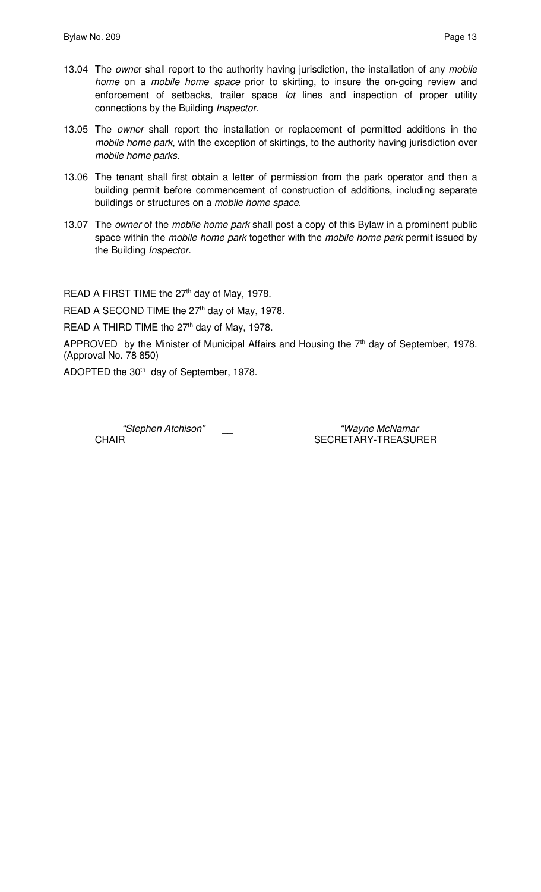13.04 The *owner* shall report to the authority having jurisdiction, the installation of any *mobile home* on a *mobile home space* prior to skirting, to insure the on-going review and enforcement of setbacks, trailer space *lot* lines and inspection of proper utility connections by the Building *Inspector*.

13.05 The *owner* shall report the installation or replacement of permitted additions in the *mobile home park*, with the exception of skirtings, to the authority having jurisdiction over *mobile home parks*.

13.06 The tenant shall first obtain a letter of permission from the park operator and then a building permit before commencement of construction of additions, including separate buildings or structures on a *mobile home space*.

13.07 The *owner* of the *mobile home park* shall post a copy of this Bylaw in a prominent public space within the *mobile home park* together with the *mobile home park* permit issued by the Building *Inspector.*

READ A FIRST TIME the 27th day of May, 1978.

READ A SECOND TIME the 27th day of May, 1978.

READ A THIRD TIME the 27th day of May, 1978.

APPROVED by the Minister of Municipal Affairs and Housing the 7th day of September, 1978. (Approval No. 78 850)

ADOPTED the 30th day of September, 1978.

*"Stephen Atchison"*
CHAIR

*"Wayne McNamar*
SECRETARY-TREASURER